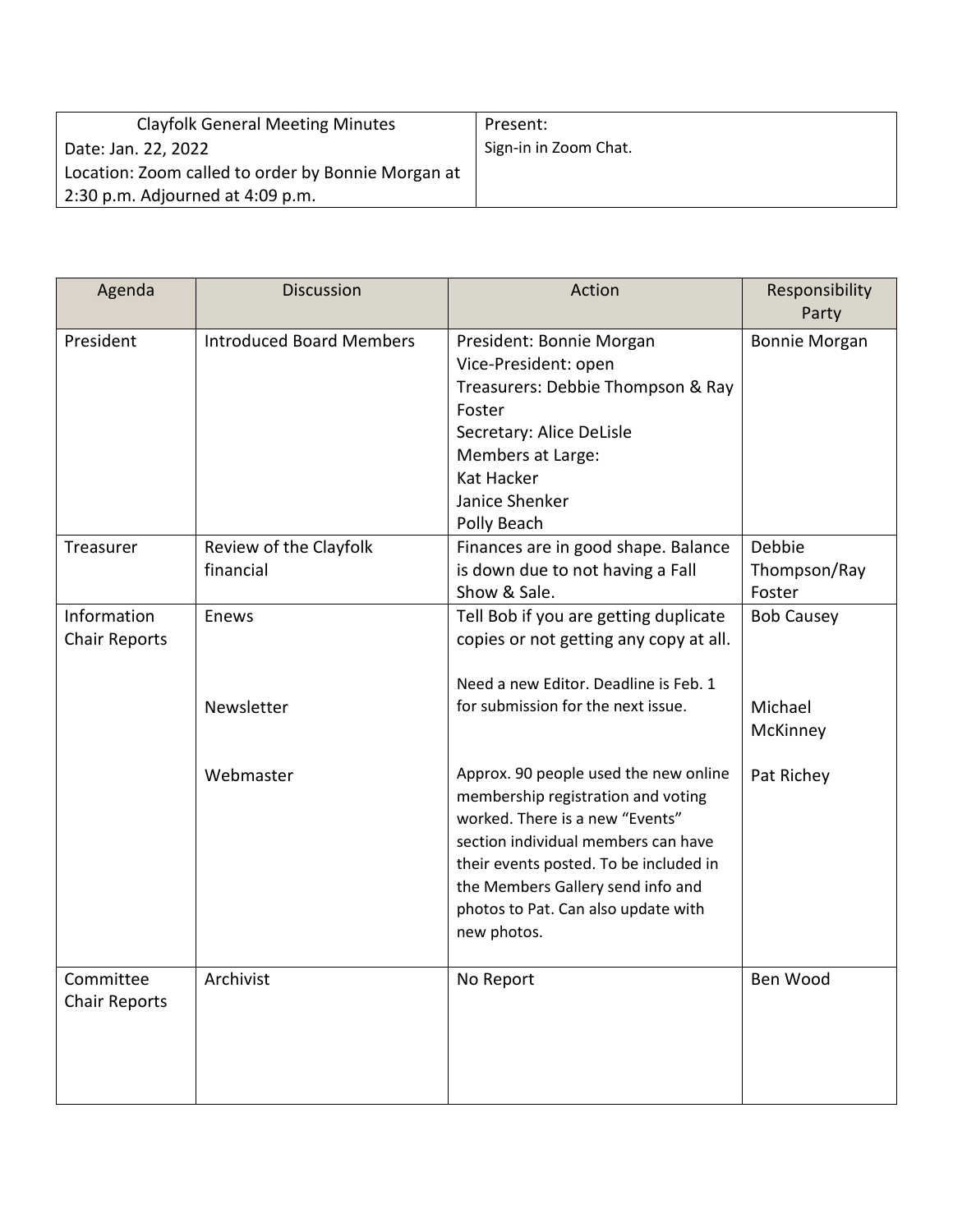| Clayfolk General Meeting Minutes | Present: |
|---|---|
| Date: Jan. 22, 2022<br>Location: Zoom called to order by Bonnie Morgan at 2:30 p.m. Adjourned at 4:09 p.m. | Sign-in in Zoom Chat. |

| Agenda | Discussion | Action | Responsibility Party |
|---|---|---|---|
| President | Introduced Board Members | President: Bonnie Morgan<br>Vice-President: open<br>Treasurers: Debbie Thompson & Ray Foster<br>Secretary: Alice DeLisle<br>Members at Large:<br>Kat Hacker<br>Janice Shenker<br>Polly Beach | Bonnie Morgan |
| Treasurer | Review of the Clayfolk financial | Finances are in good shape. Balance is down due to not having a Fall Show & Sale. | Debbie Thompson/Ray Foster |
| Information Chair Reports | Enews | Tell Bob if you are getting duplicate copies or not getting any copy at all. | Bob Causey |
| | Newsletter | Need a new Editor. Deadline is Feb. 1 for submission for the next issue. | Michael McKinney |
| | Webmaster | Approx. 90 people used the new online membership registration and voting worked. There is a new "Events" section individual members can have their events posted. To be included in the Members Gallery send info and photos to Pat. Can also update with new photos. | Pat Richey |
| Committee Chair Reports | Archivist | No Report | Ben Wood |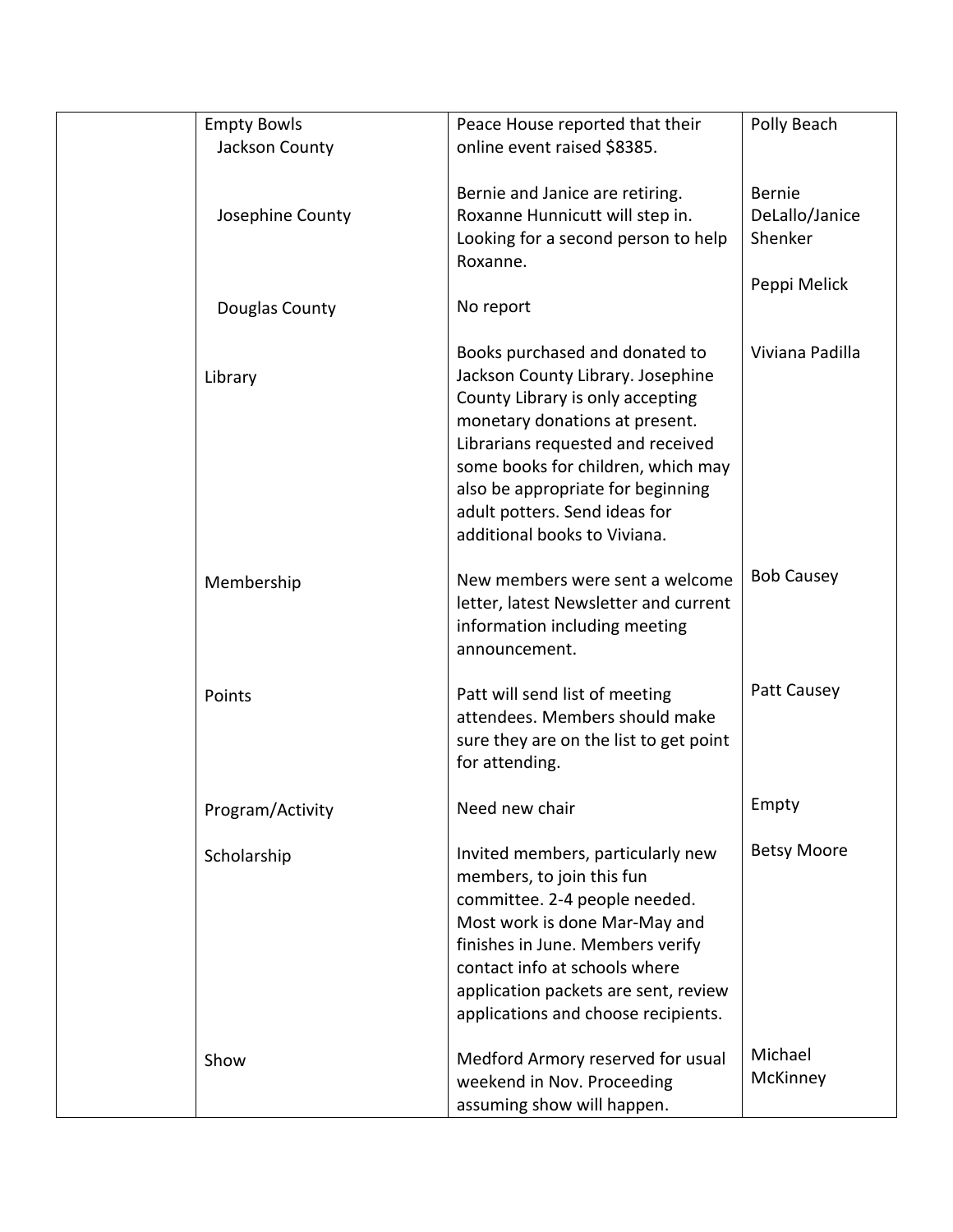| | | | |
|---|---|---|---|
| | Empty Bowls<br>Jackson County | Peace House reported that their online event raised $8385. | Polly Beach |
| | Josephine County | Bernie and Janice are retiring. Roxanne Hunnicutt will step in. Looking for a second person to help Roxanne. | Bernie DeLallo/Janice Shenker |
| | Douglas County | No report | Peppi Melick |
| | Library | Books purchased and donated to Jackson County Library. Josephine County Library is only accepting monetary donations at present. Librarians requested and received some books for children, which may also be appropriate for beginning adult potters. Send ideas for additional books to Viviana. | Viviana Padilla |
| | Membership | New members were sent a welcome letter, latest Newsletter and current information including meeting announcement. | Bob Causey |
| | Points | Patt will send list of meeting attendees. Members should make sure they are on the list to get point for attending. | Patt Causey |
| | Program/Activity | Need new chair | Empty |
| | Scholarship | Invited members, particularly new members, to join this fun committee. 2-4 people needed. Most work is done Mar-May and finishes in June. Members verify contact info at schools where application packets are sent, review applications and choose recipients. | Betsy Moore |
| | Show | Medford Armory reserved for usual weekend in Nov. Proceeding assuming show will happen. | Michael McKinney |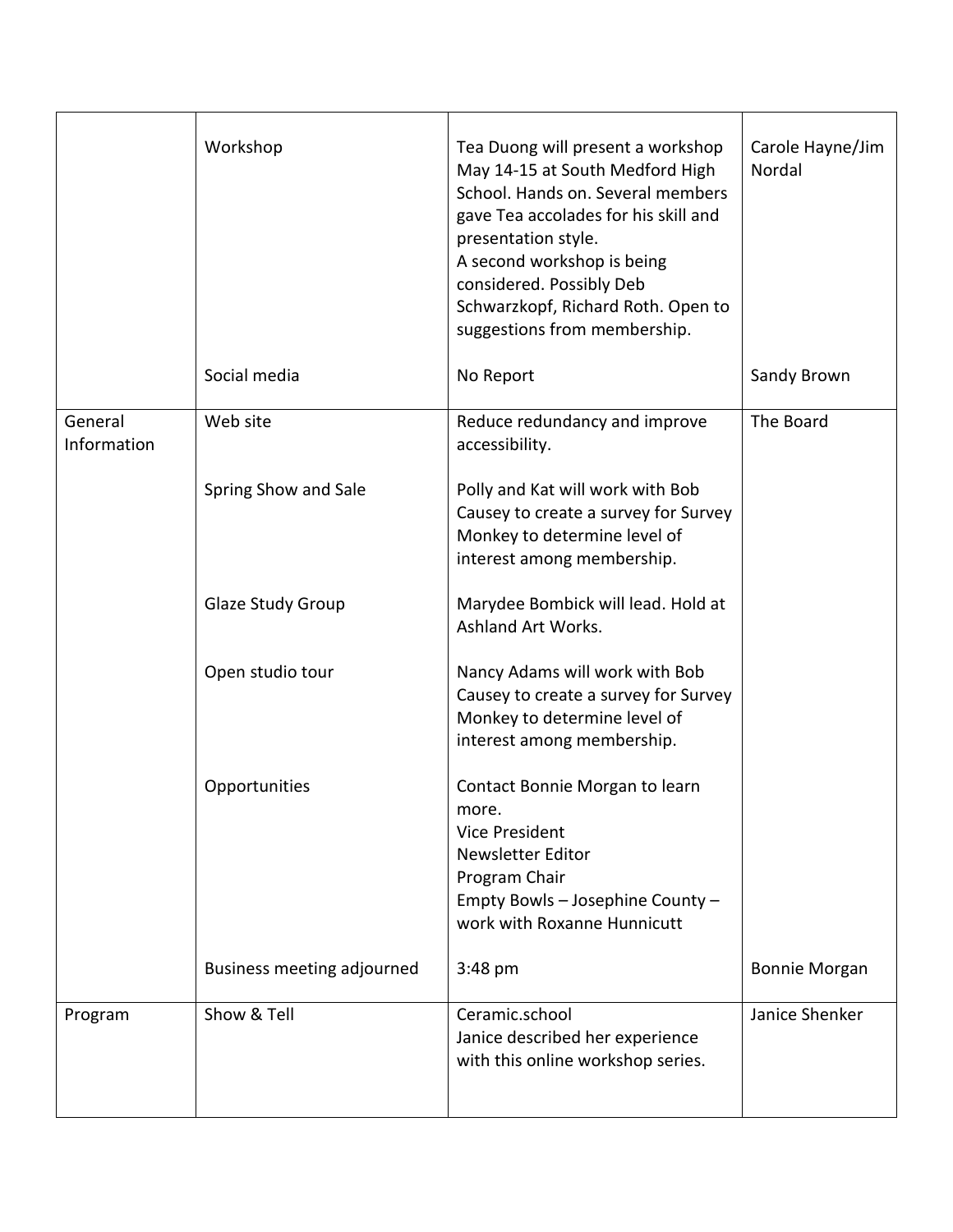|  |  |  |  |
|---|---|---|---|
|  | Workshop | Tea Duong will present a workshop May 14-15 at South Medford High School. Hands on. Several members gave Tea accolades for his skill and presentation style.<br>A second workshop is being considered. Possibly Deb Schwarzkopf, Richard Roth. Open to suggestions from membership. | Carole Hayne/Jim Nordal |
|  | Social media | No Report | Sandy Brown |
| General Information | Web site | Reduce redundancy and improve accessibility. | The Board |
|  | Spring Show and Sale | Polly and Kat will work with Bob Causey to create a survey for Survey Monkey to determine level of interest among membership. |  |
|  | Glaze Study Group | Marydee Bombick will lead. Hold at Ashland Art Works. |  |
|  | Open studio tour | Nancy Adams will work with Bob Causey to create a survey for Survey Monkey to determine level of interest among membership. |  |
|  | Opportunities | Contact Bonnie Morgan to learn more.<br>Vice President<br>Newsletter Editor<br>Program Chair<br>Empty Bowls – Josephine County – work with Roxanne Hunnicutt |  |
|  | Business meeting adjourned | 3:48 pm | Bonnie Morgan |
| Program | Show & Tell | Ceramic.school<br>Janice described her experience with this online workshop series. | Janice Shenker |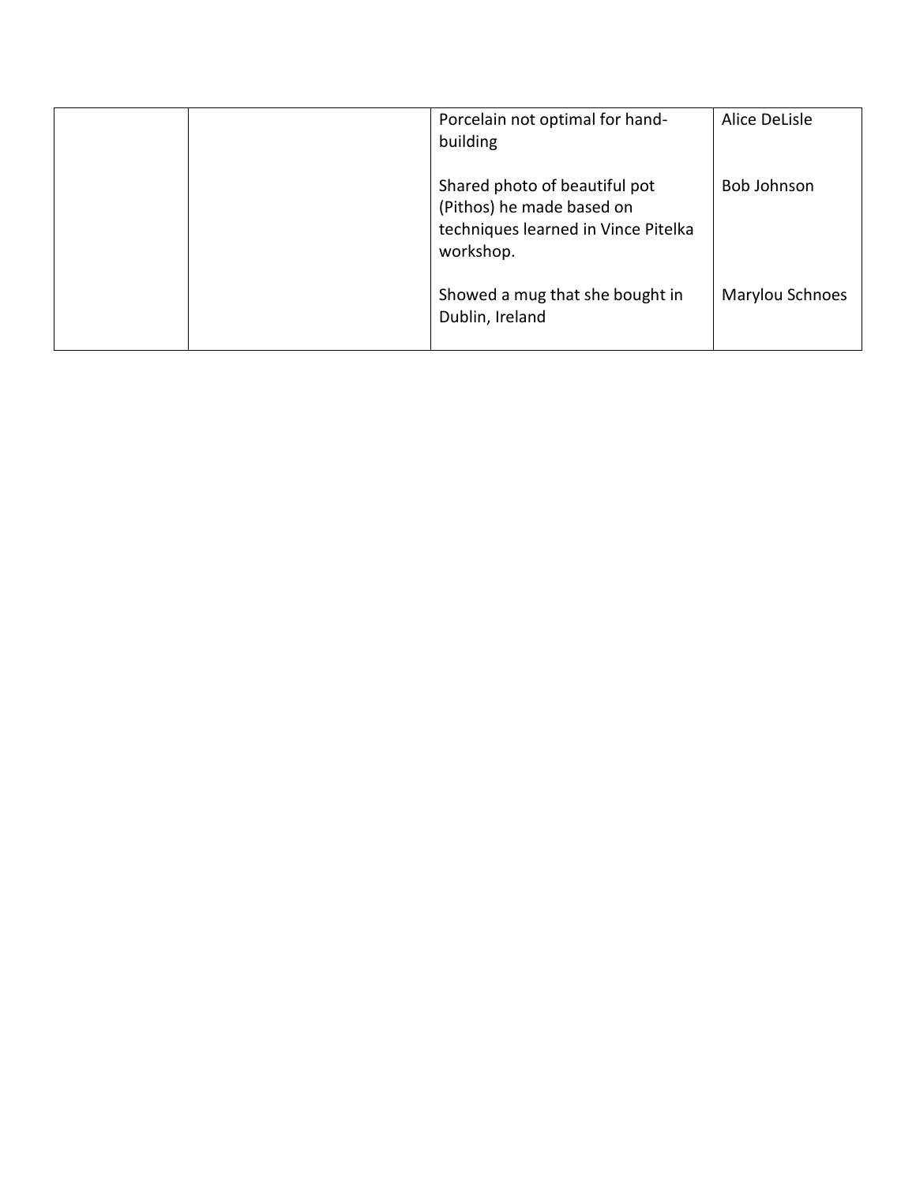| | | | |
|---|---|---|---|
| | | Porcelain not optimal for hand-building | Alice DeLisle |
| | | Shared photo of beautiful pot (Pithos) he made based on techniques learned in Vince Pitelka workshop. | Bob Johnson |
| | | Showed a mug that she bought in Dublin, Ireland | Marylou Schnoes |